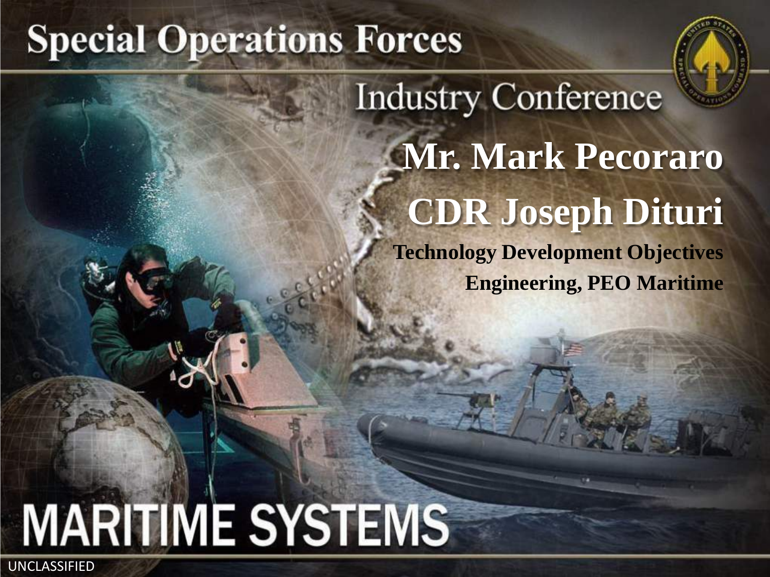# Special Operations Forces

## Industry Conference

## Mr. Mark Pecoraro

## CDR Joseph Dituri

**Technology Development Objectives**

**Engineering, PEO Maritime**

# MARITIME SYSTEMS

UNCLASSIFIED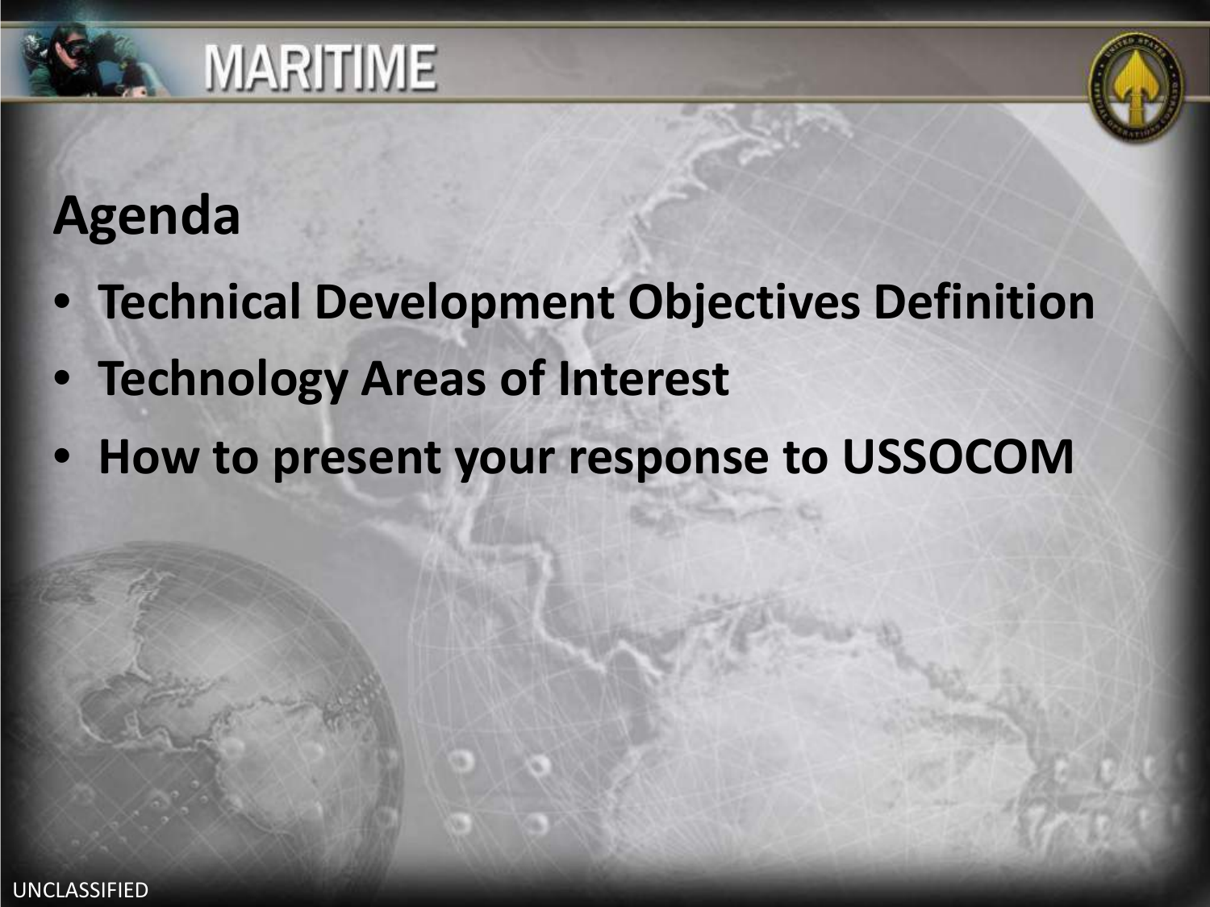## Agenda

- **Technical Development Objectives Definition**
- **Technology Areas of Interest**
- **How to present your response to USSOCOM**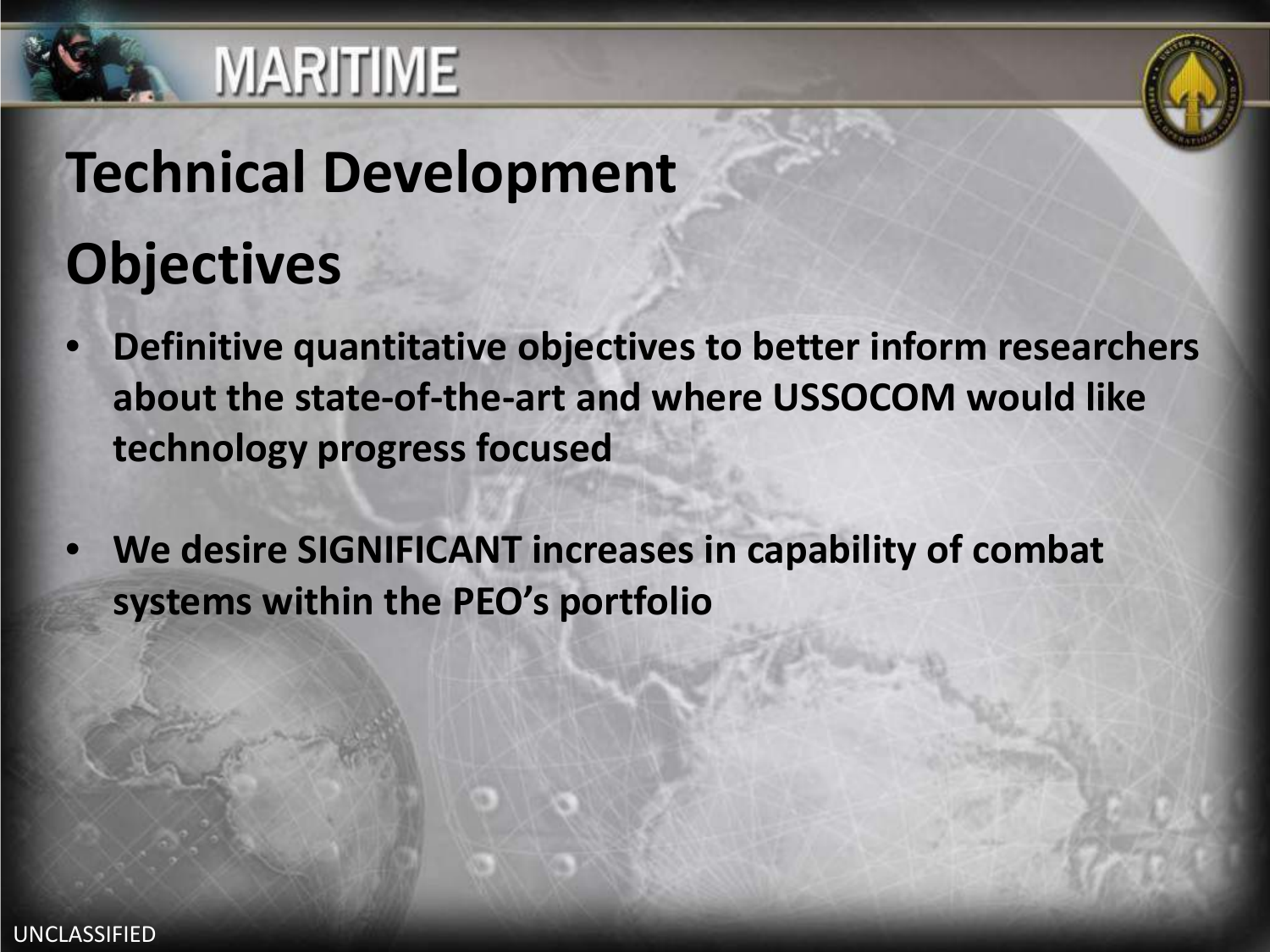MARITIME

# Technical Development

## Objectives

- **Definitive quantitative objectives to better inform researchers about the state-of-the-art and where USSOCOM would like technology progress focused**

- **We desire SIGNIFICANT increases in capability of combat systems within the PEO's portfolio**

UNCLASSIFIED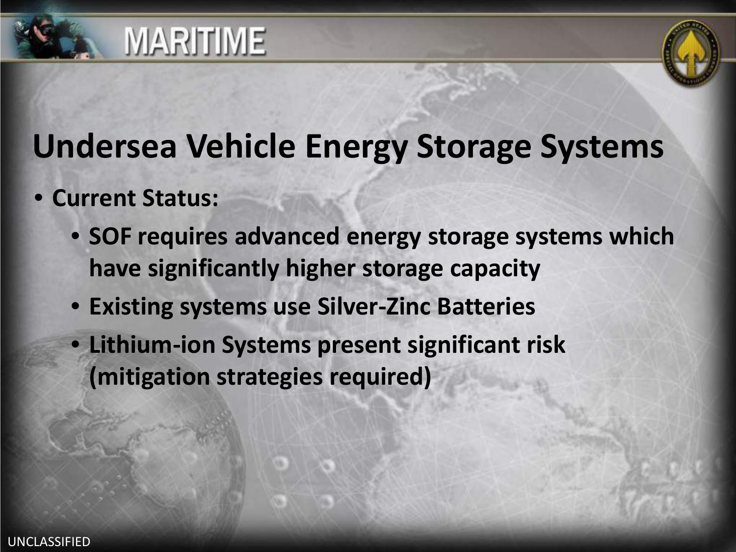# Undersea Vehicle Energy Storage Systems

- **Current Status:**
  - **SOF requires advanced energy storage systems which have significantly higher storage capacity**
  - **Existing systems use Silver-Zinc Batteries**
  - **Lithium-ion Systems present significant risk (mitigation strategies required)**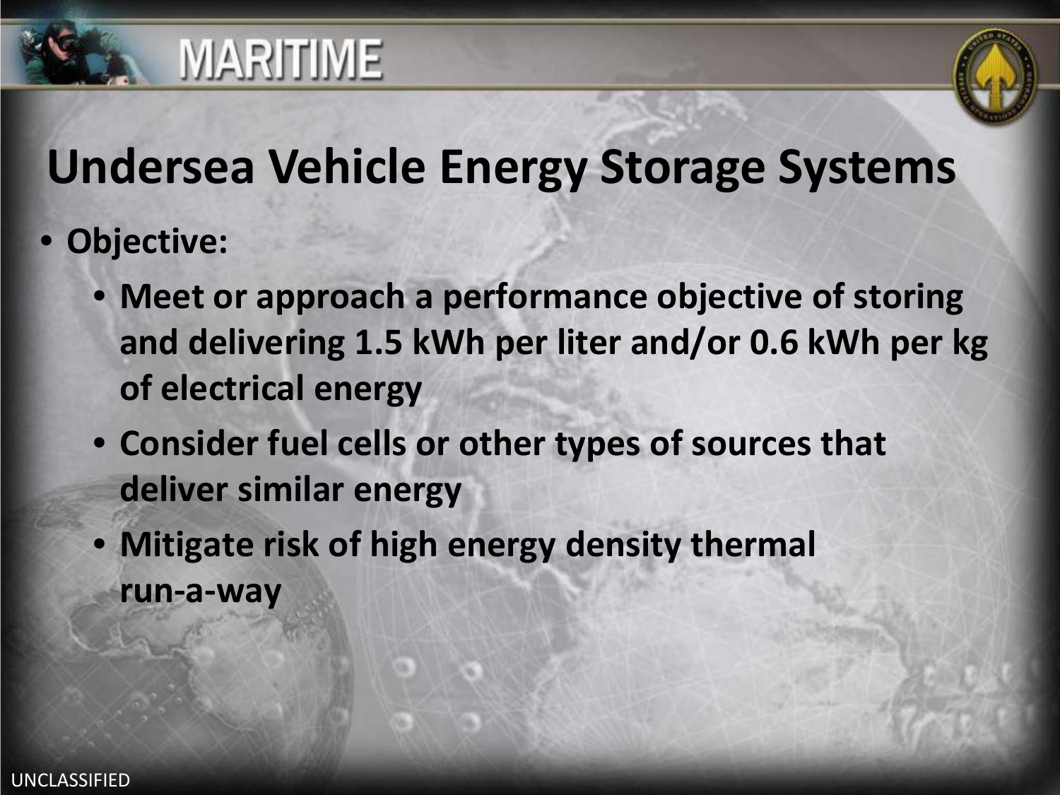# MARITIME

## Undersea Vehicle Energy Storage Systems

- **Objective:**
  - **Meet or approach a performance objective of storing and delivering 1.5 kWh per liter and/or 0.6 kWh per kg of electrical energy**
  - **Consider fuel cells or other types of sources that deliver similar energy**
  - **Mitigate risk of high energy density thermal run-a-way**

UNCLASSIFIED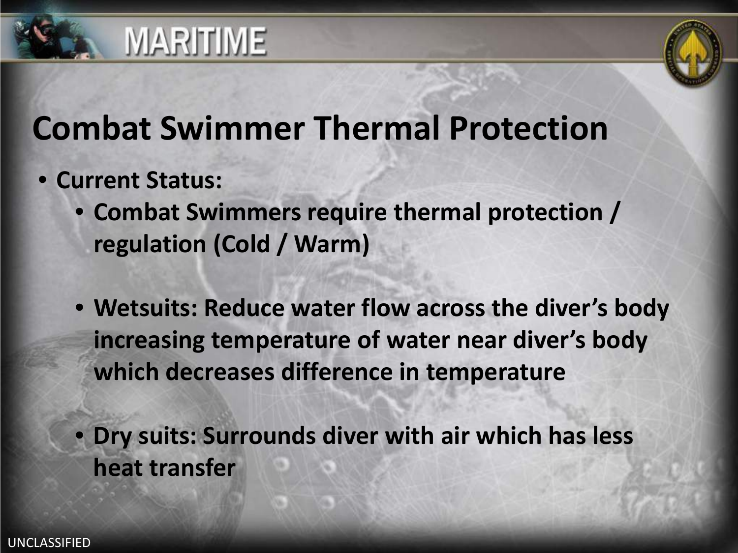# Combat Swimmer Thermal Protection

- **Current Status:**
  - **Combat Swimmers require thermal protection / regulation (Cold / Warm)**
  - **Wetsuits: Reduce water flow across the diver's body increasing temperature of water near diver's body which decreases difference in temperature**
  - **Dry suits: Surrounds diver with air which has less heat transfer**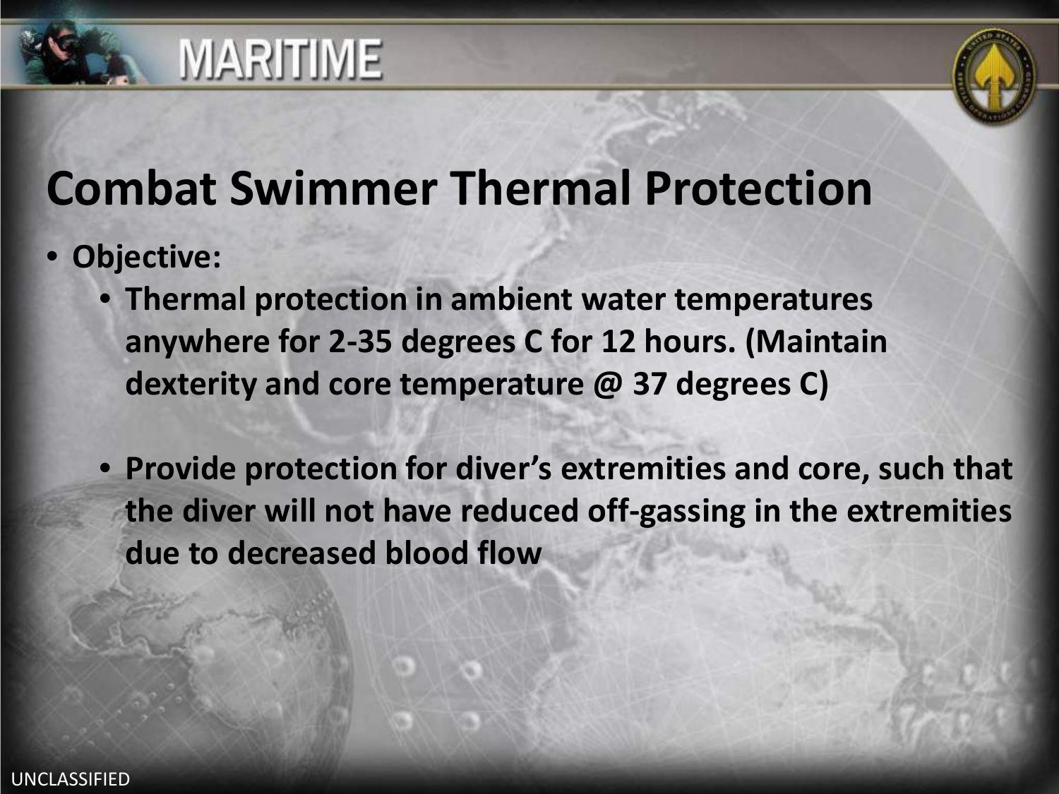# Combat Swimmer Thermal Protection

- **Objective:**
  - **Thermal protection in ambient water temperatures anywhere for 2-35 degrees C for 12 hours. (Maintain dexterity and core temperature @ 37 degrees C)**
  - **Provide protection for diver's extremities and core, such that the diver will not have reduced off-gassing in the extremities due to decreased blood flow**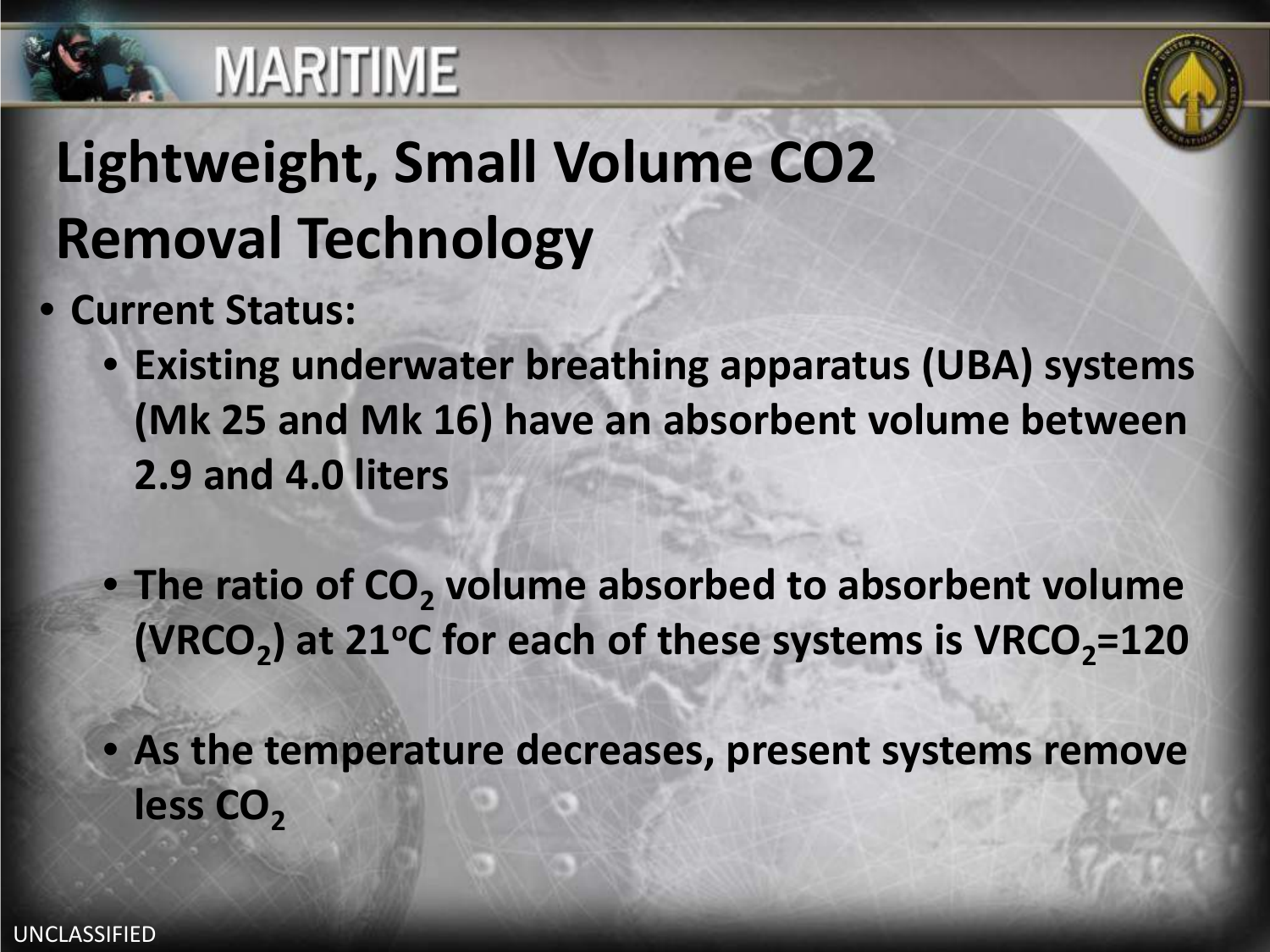# Lightweight, Small Volume CO2 Removal Technology

- **Current Status:**
  - **Existing underwater breathing apparatus (UBA) systems (Mk 25 and Mk 16) have an absorbent volume between 2.9 and 4.0 liters**
  - **The ratio of $CO_2$ volume absorbed to absorbent volume ($VRCO_2$) at 21°C for each of these systems is $VRCO_2$=120**
  - **As the temperature decreases, present systems remove less $CO_2$**

UNCLASSIFIED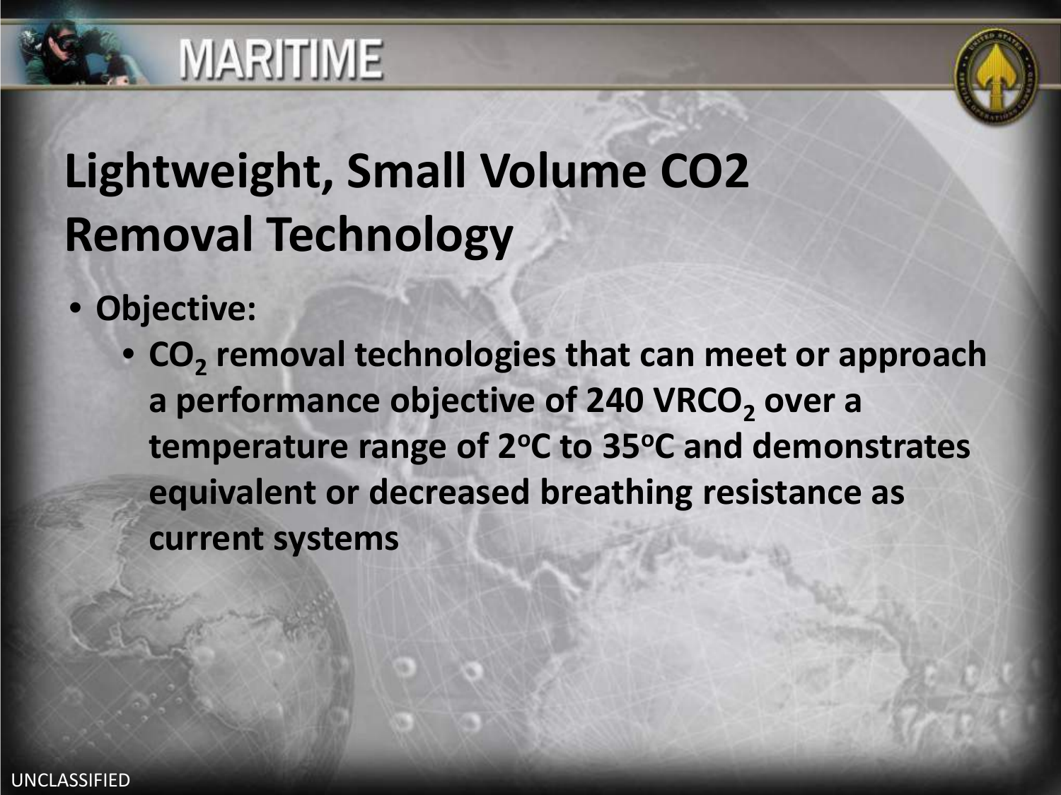# Lightweight, Small Volume CO2 Removal Technology

- **Objective:**
  - **$CO_2$ removal technologies that can meet or approach a performance objective of 240 $VRCO_2$ over a temperature range of $2^oC$ to $35^oC$ and demonstrates equivalent or decreased breathing resistance as current systems**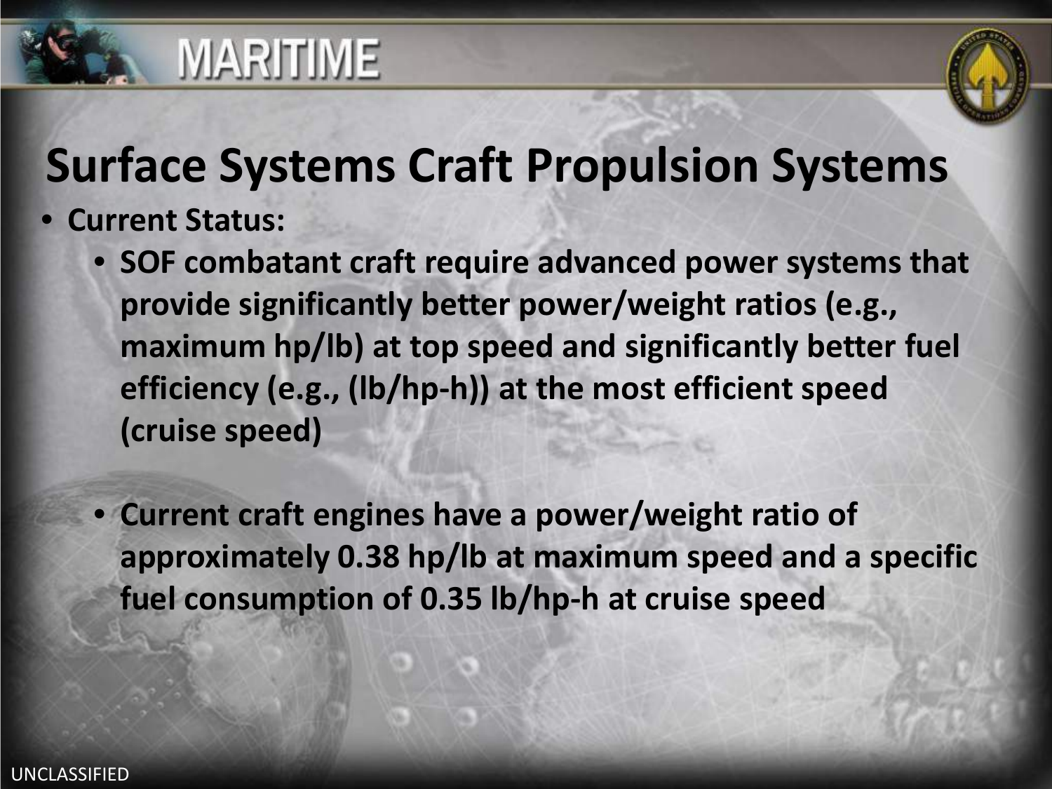# Surface Systems Craft Propulsion Systems

- **Current Status:**
  - **SOF combatant craft require advanced power systems that provide significantly better power/weight ratios (e.g., maximum hp/lb) at top speed and significantly better fuel efficiency (e.g., (lb/hp-h)) at the most efficient speed (cruise speed)**
  - **Current craft engines have a power/weight ratio of approximately 0.38 hp/lb at maximum speed and a specific fuel consumption of 0.35 lb/hp-h at cruise speed**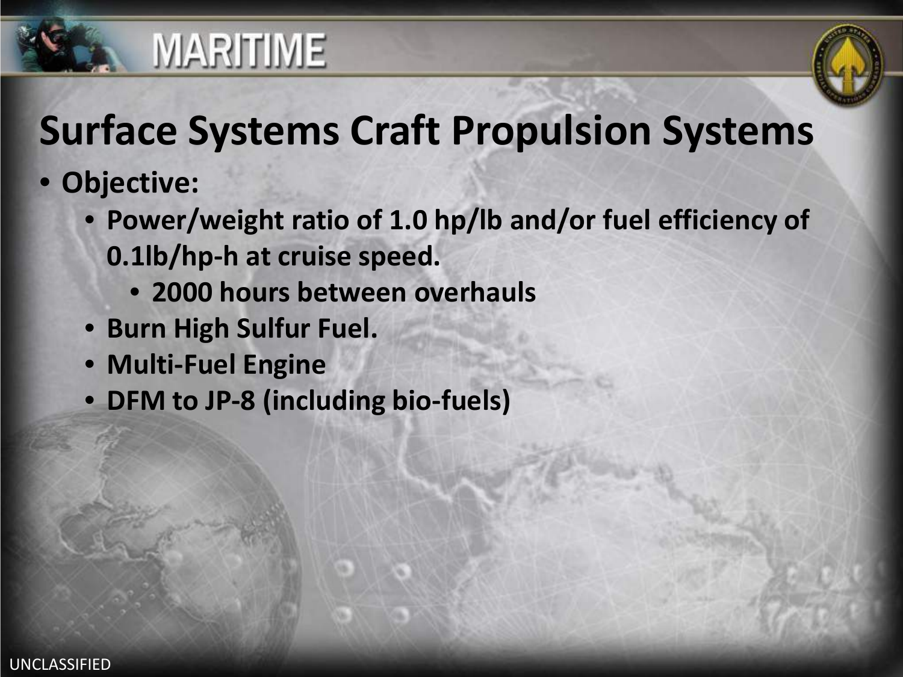# Surface Systems Craft Propulsion Systems

- **Objective:**
  - **Power/weight ratio of 1.0 hp/lb and/or fuel efficiency of 0.1lb/hp-h at cruise speed.**
    - **2000 hours between overhauls**
  - **Burn High Sulfur Fuel.**
  - **Multi-Fuel Engine**
  - **DFM to JP-8 (including bio-fuels)**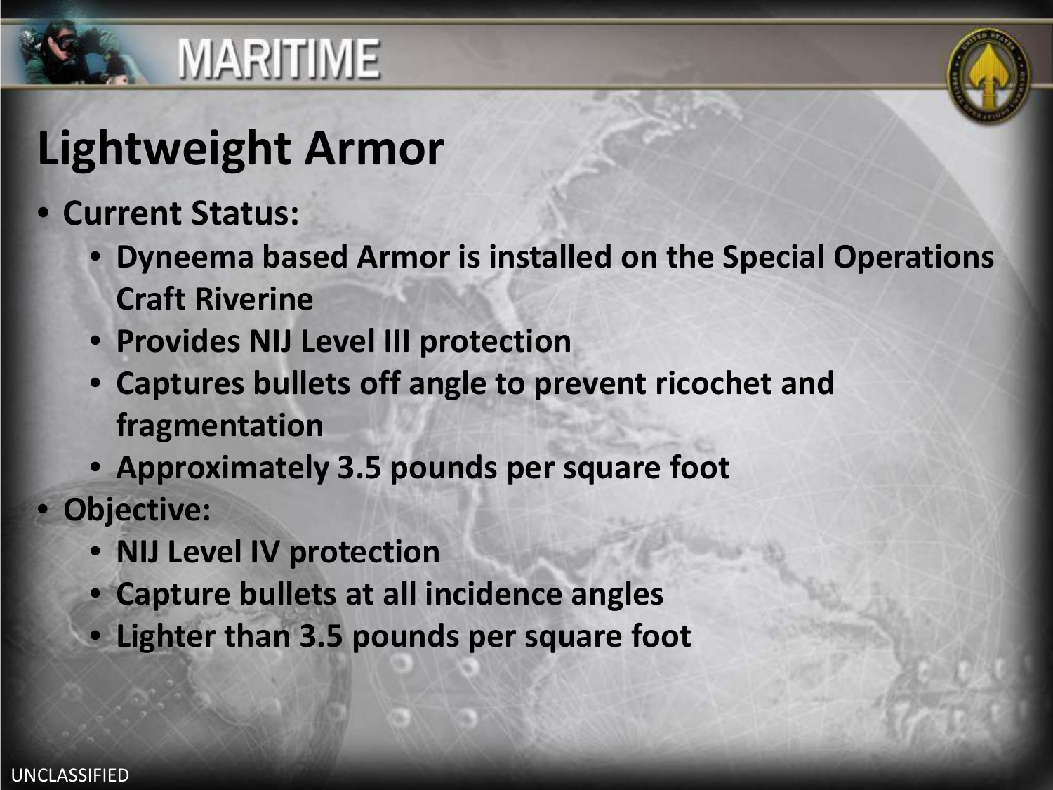# Lightweight Armor

- **Current Status:**
  - **Dyneema based Armor is installed on the Special Operations Craft Riverine**
  - **Provides NIJ Level III protection**
  - **Captures bullets off angle to prevent ricochet and fragmentation**
  - **Approximately 3.5 pounds per square foot**
- **Objective:**
  - **NIJ Level IV protection**
  - **Capture bullets at all incidence angles**
  - **Lighter than 3.5 pounds per square foot**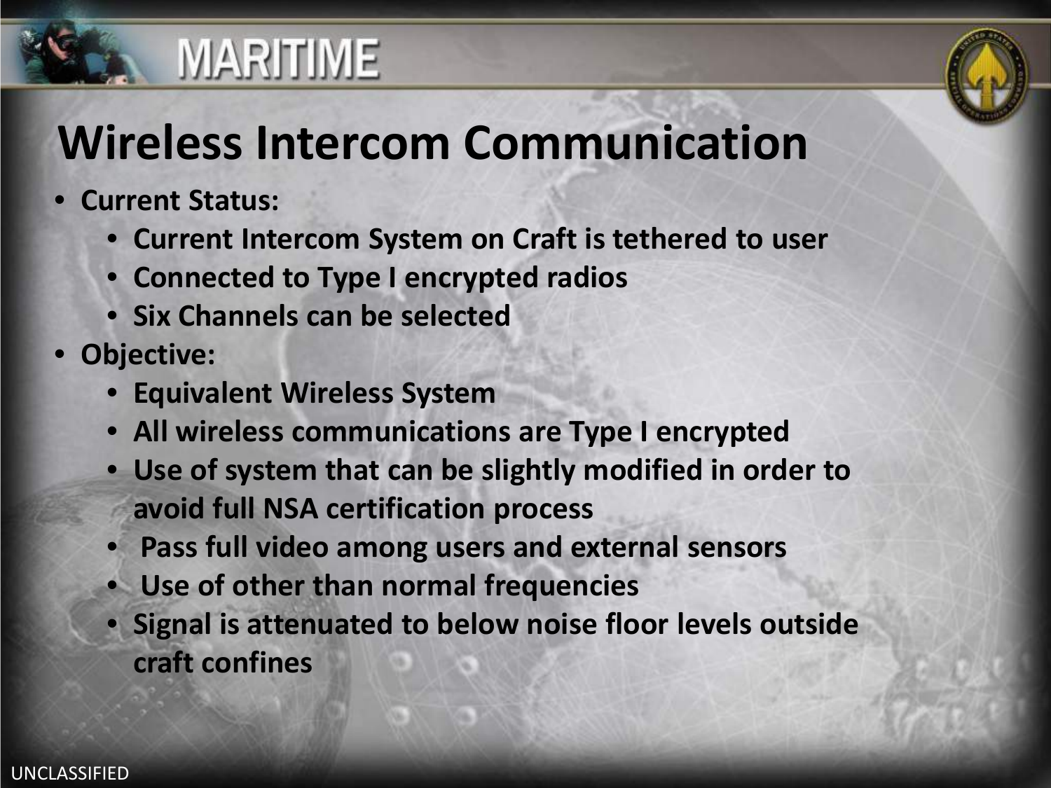MARITIME

# Wireless Intercom Communication

- **Current Status:**
  - **Current Intercom System on Craft is tethered to user**
  - **Connected to Type I encrypted radios**
  - **Six Channels can be selected**
- **Objective:**
  - **Equivalent Wireless System**
  - **All wireless communications are Type I encrypted**
  - **Use of system that can be slightly modified in order to avoid full NSA certification process**
  - **Pass full video among users and external sensors**
  - **Use of other than normal frequencies**
  - **Signal is attenuated to below noise floor levels outside craft confines**

UNCLASSIFIED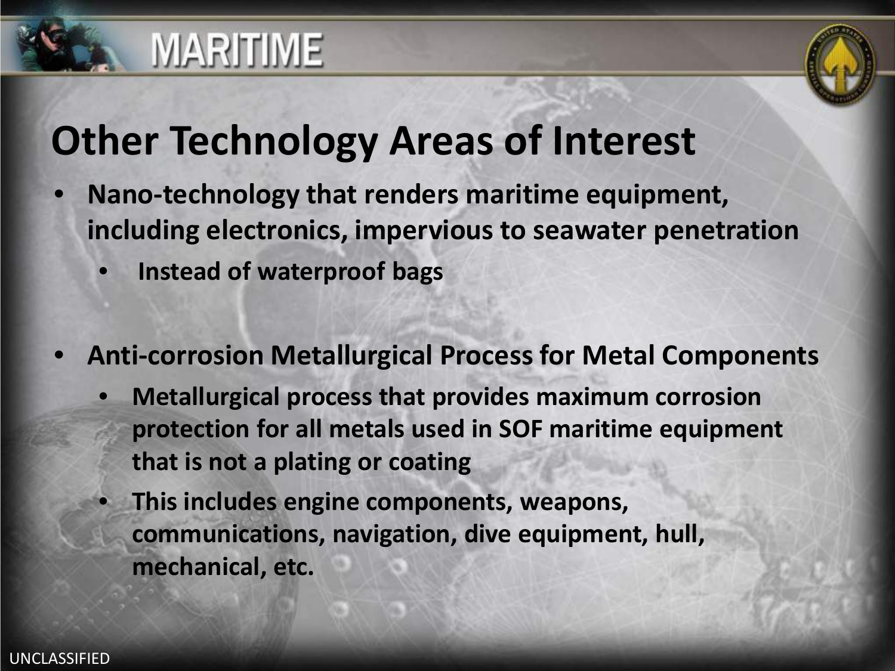# MARITIME

## Other Technology Areas of Interest

- **Nano-technology that renders maritime equipment, including electronics, impervious to seawater penetration**
  - **Instead of waterproof bags**

- **Anti-corrosion Metallurgical Process for Metal Components**
  - **Metallurgical process that provides maximum corrosion protection for all metals used in SOF maritime equipment that is not a plating or coating**
  - **This includes engine components, weapons, communications, navigation, dive equipment, hull, mechanical, etc.**

UNCLASSIFIED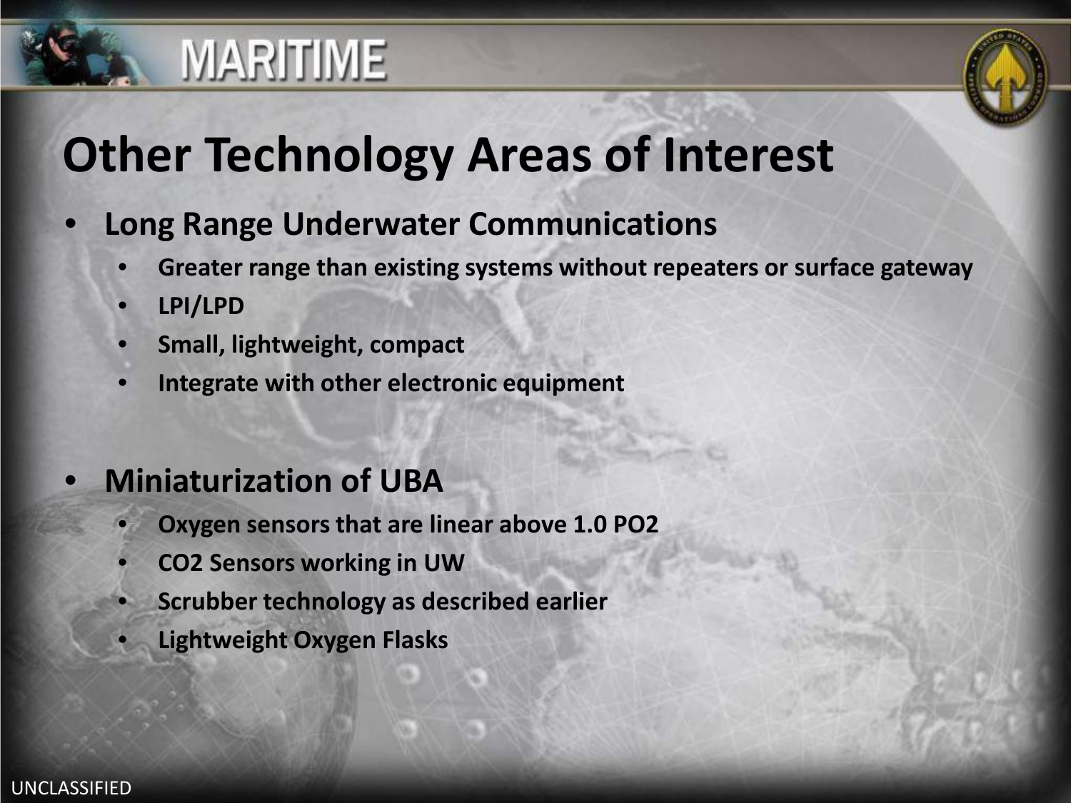# MARITIME

## Other Technology Areas of Interest

- **Long Range Underwater Communications**
  - **Greater range than existing systems without repeaters or surface gateway**
  - **LPI/LPD**
  - **Small, lightweight, compact**
  - **Integrate with other electronic equipment**

- **Miniaturization of UBA**
  - **Oxygen sensors that are linear above 1.0 PO2**
  - **CO2 Sensors working in UW**
  - **Scrubber technology as described earlier**
  - **Lightweight Oxygen Flasks**

UNCLASSIFIED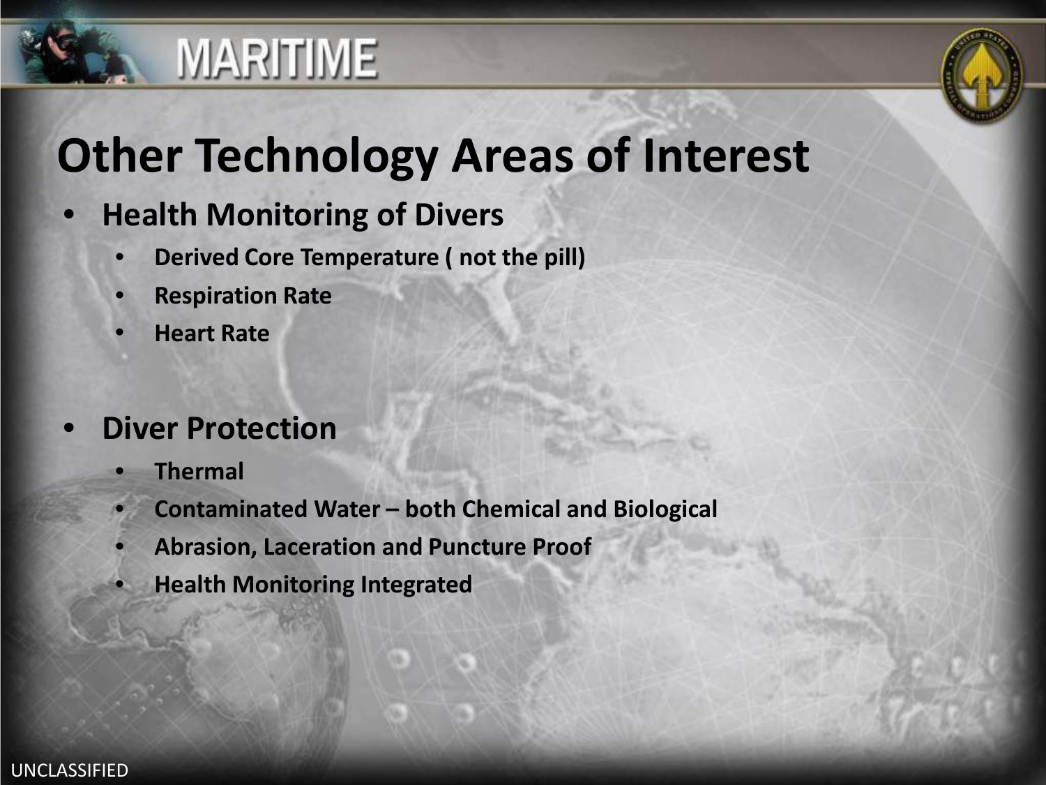# Other Technology Areas of Interest

- **Health Monitoring of Divers**
  - **Derived Core Temperature ( not the pill)**
  - **Respiration Rate**
  - **Heart Rate**

- **Diver Protection**
  - **Thermal**
  - **Contaminated Water – both Chemical and Biological**
  - **Abrasion, Laceration and Puncture Proof**
  - **Health Monitoring Integrated**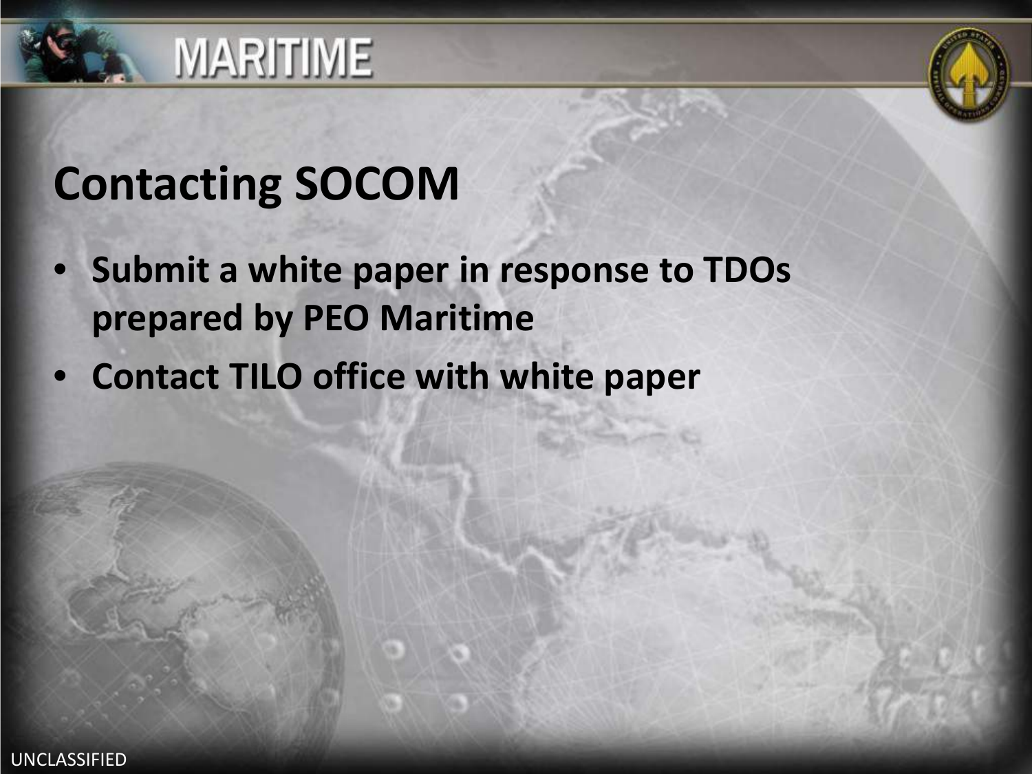# Contacting SOCOM

- Submit a white paper in response to TDOs prepared by PEO Maritime
- Contact TILO office with white paper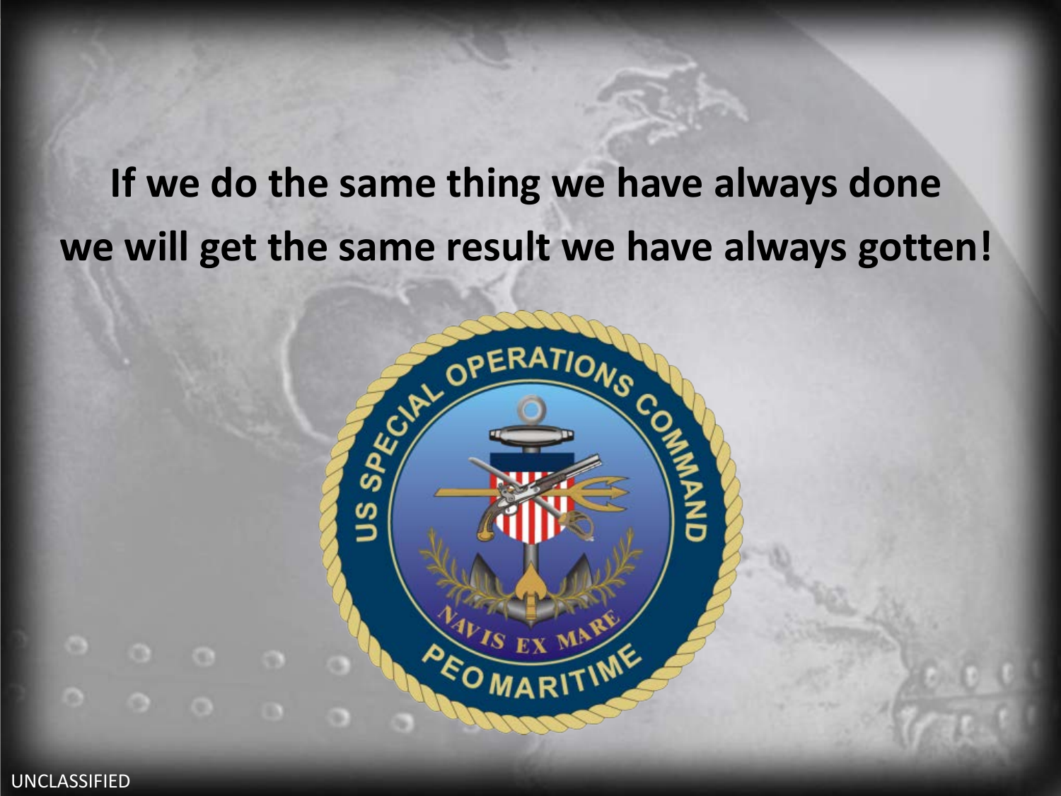**If we do the same thing we have always done we will get the same result we have always gotten!**

UNCLASSIFIED